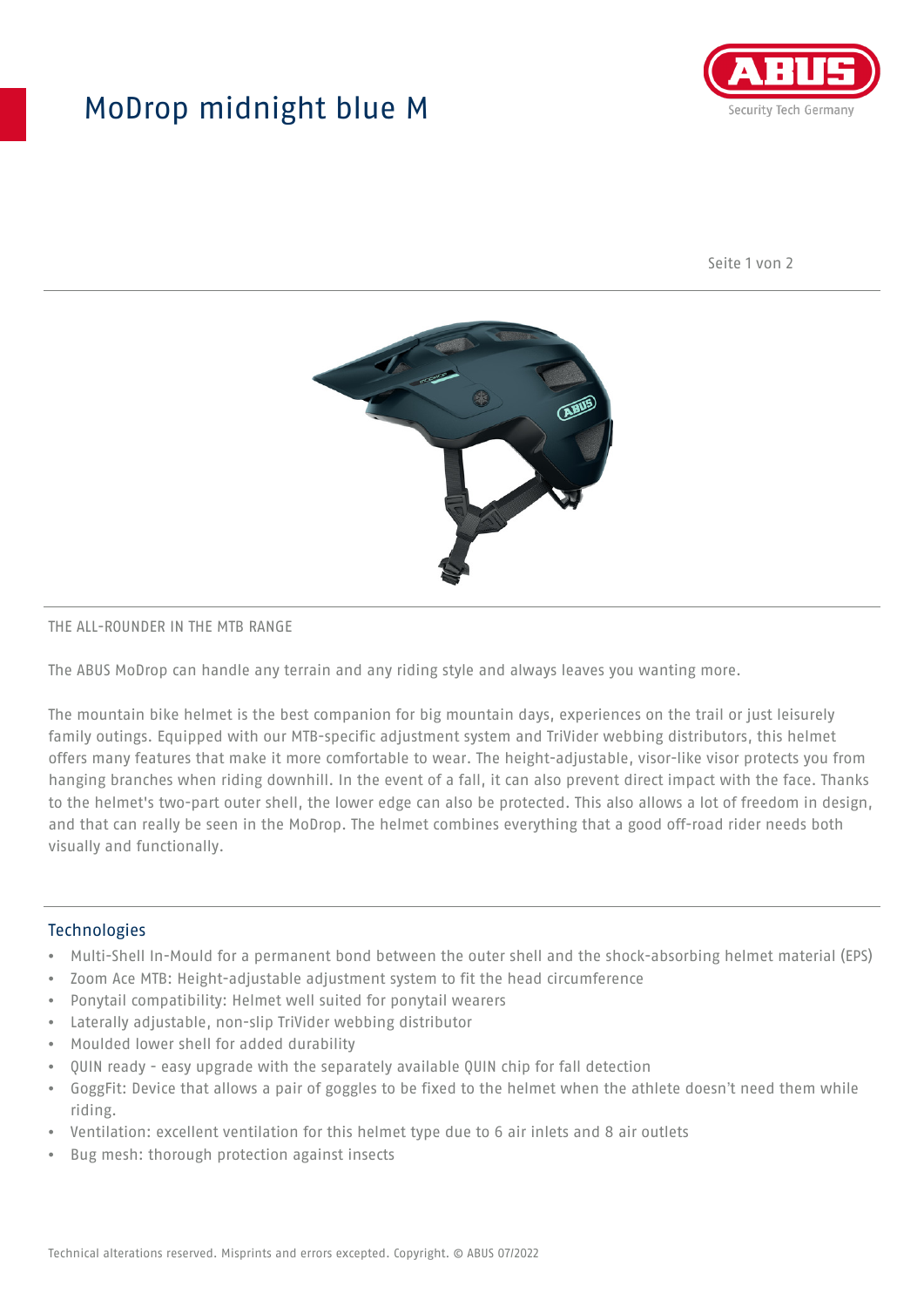# ModDrop midnight blue M

THE ALL-ROUNDER IN THE MTB RANGE

The ABUS MoDrop can handle any terrain and any riding style and always leaves you wanting more.

The mountain bike helmet is the best companion for big mountain days, experiences on the trail or just leisurely family outings. Equipped with our MTB-specific adjustment system and TriVider webbing distributors, this helmet offers many features that make it more comfortable to wear. The height-adjustable, visor-like visor protects you from hanging branches when riding downhill. In the event of a fall, it can also prevent direct impact with the face. Thanks to the helmet's two-part outer shell, the lower edge can also be protected. This also allows a lot of freedom in design, and that can really be seen in the MoDrop. The helmet combines everything that a good off-road rider needs both visually and functionally.

## Technologies

- Multi-Shell In-Mould for a permanent bond between the outer shell and the shock-absorbing helmet material (EPS)
- Zoom Ace MTB: Height-adjustable adjustment system to fit the head circumference
- Ponytail compatibility: Helmet well suited for ponytail wearers
- Laterally adjustable, non-slip TriVider webbing distributor
- Moulded lower shell for added durability
- QUIN ready - easy upgrade with the separately available QUIN chip for fall detection
- GoggFit: Device that allows a pair of goggles to be fixed to the helmet when the athlete doesn't need them while riding.
- Ventilation: excellent ventilation for this helmet type due to 6 air inlets and 8 air outlets
- Bug mesh: thorough protection against insects

Technical alterations reserved. Misprints and errors excepted. Copyright. © ABUS 07/2022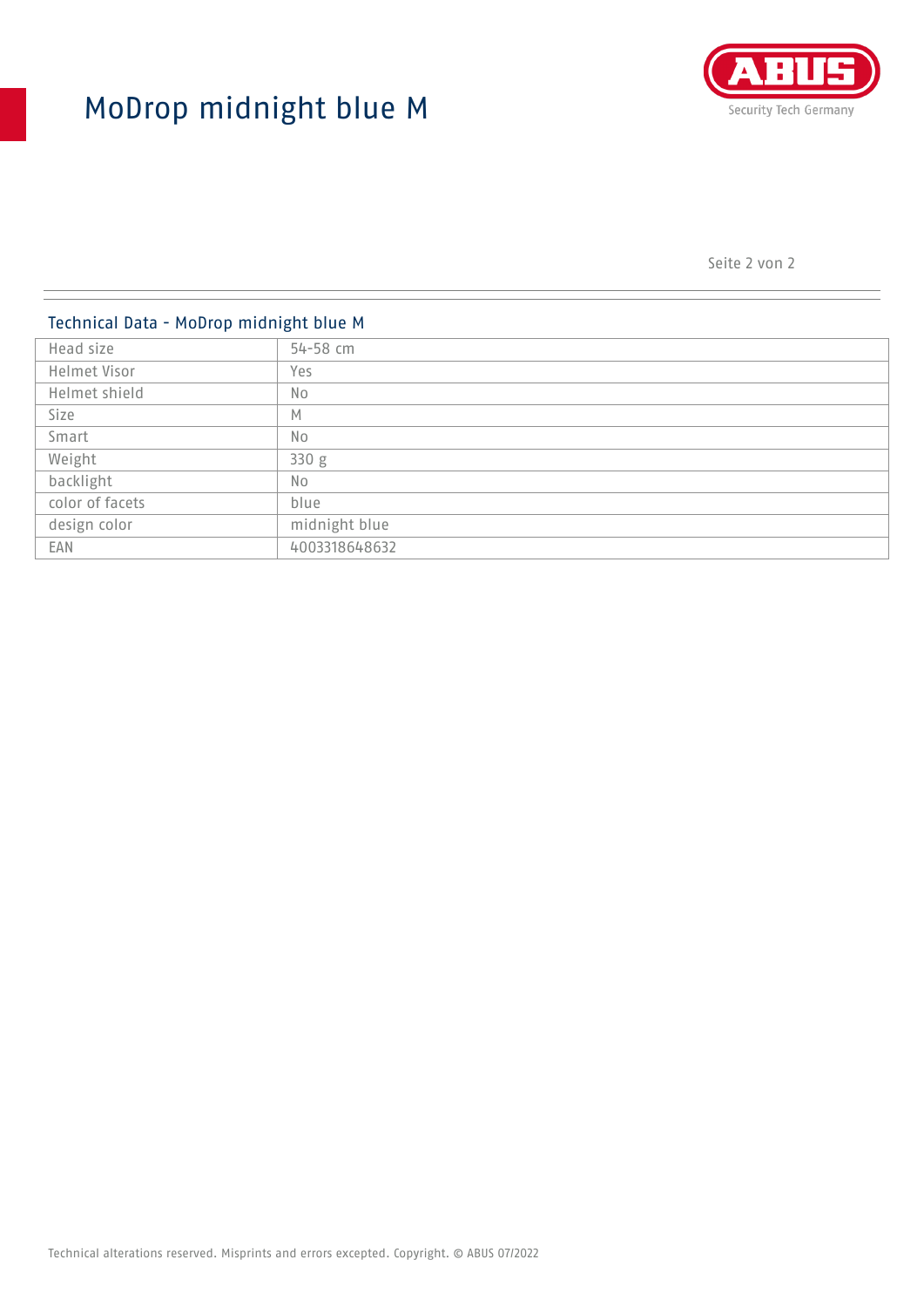# MoDrop midnight blue M

## Technical Data - MoDrop midnight blue M

| | |
|---|---|
| Head size | 54-58 cm |
| Helmet Visor | Yes |
| Helmet shield | No |
| Size | M |
| Smart | No |
| Weight | 330 g |
| backlight | No |
| color of facets | blue |
| design color | midnight blue |
| EAN | 4003318648632 |

Technical alterations reserved. Misprints and errors excepted. Copyright. © ABUS 07/2022